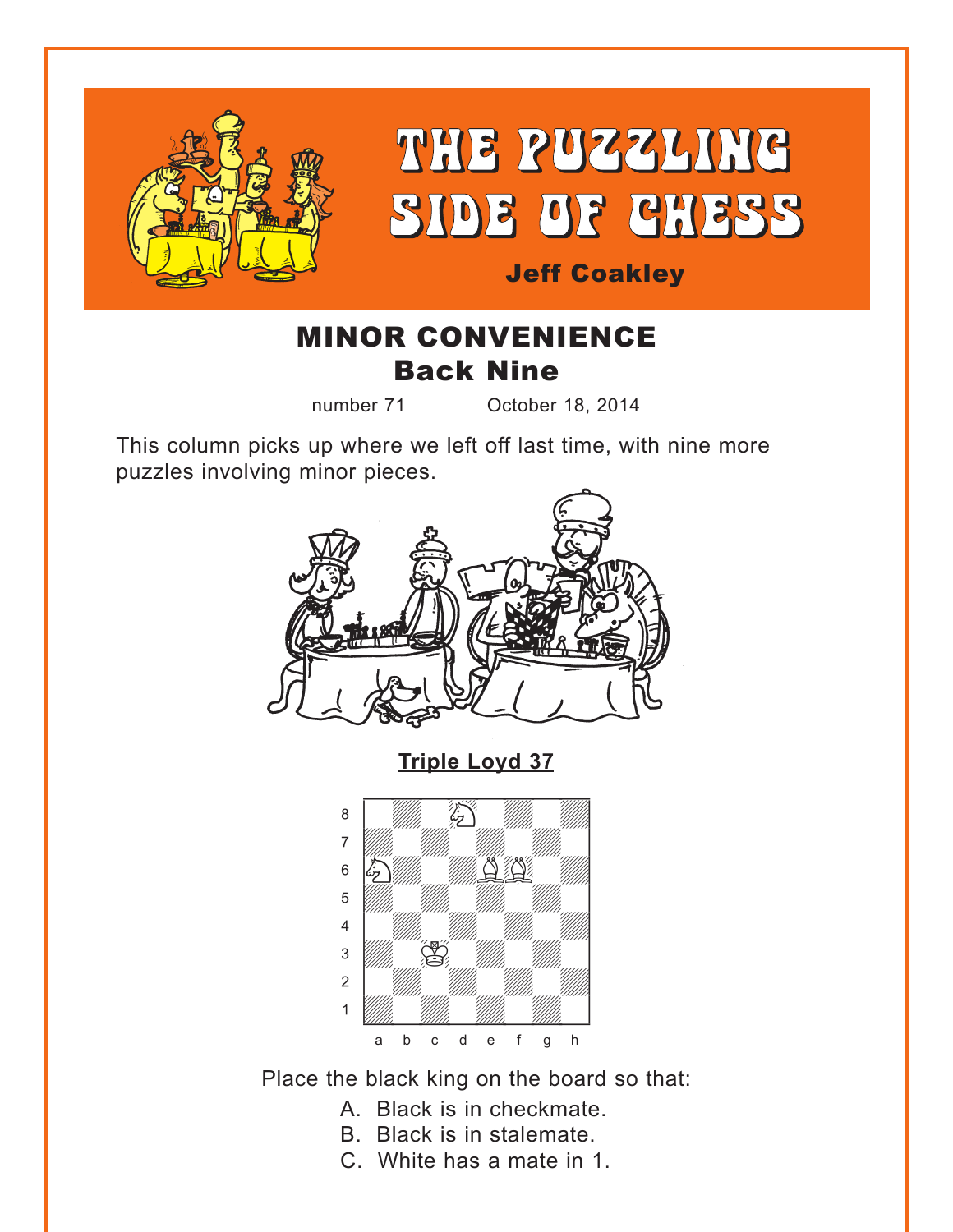# THE PUZZLING SIDE OF CHESS

Jeff Coakley

## MINOR CONVENIENCE
### Back Nine

number 71 October 18, 2014

This column picks up where we left off last time, with nine more puzzles involving minor pieces.

**Triple Loyd 37**

Place the black king on the board so that:

A. Black is in checkmate.
B. Black is in stalemate.
C. White has a mate in 1.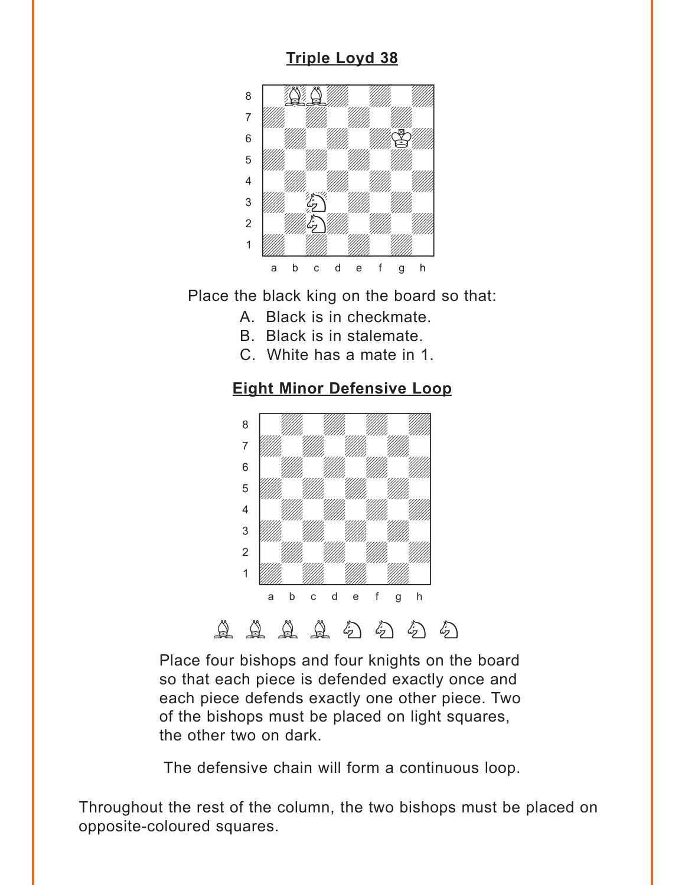**Triple Loyd 38**

Place the black king on the board so that:

A. Black is in checkmate.
B. Black is in stalemate.
C. White has a mate in 1.

**Eight Minor Defensive Loop**

Place four bishops and four knights on the board so that each piece is defended exactly once and each piece defends exactly one other piece. Two of the bishops must be placed on light squares, the other two on dark.

The defensive chain will form a continuous loop.

Throughout the rest of the column, the two bishops must be placed on opposite-coloured squares.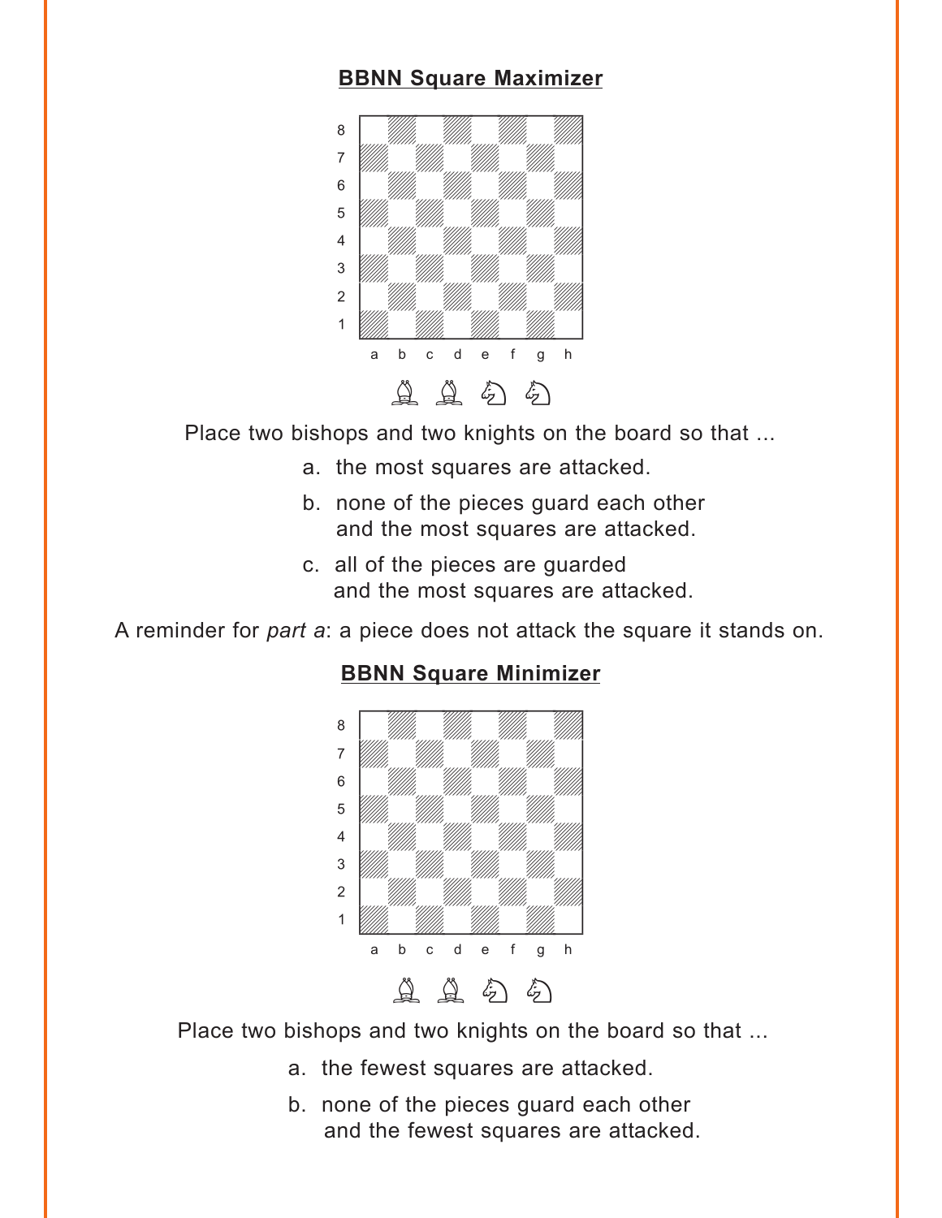## BBNN Square Maximizer

Place two bishops and two knights on the board so that ...

a. the most squares are attacked.

b. none of the pieces guard each other and the most squares are attacked.

c. all of the pieces are guarded and the most squares are attacked.

A reminder for *part a*: a piece does not attack the square it stands on.

## BBNN Square Minimizer

Place two bishops and two knights on the board so that ...

a. the fewest squares are attacked.

b. none of the pieces guard each other and the fewest squares are attacked.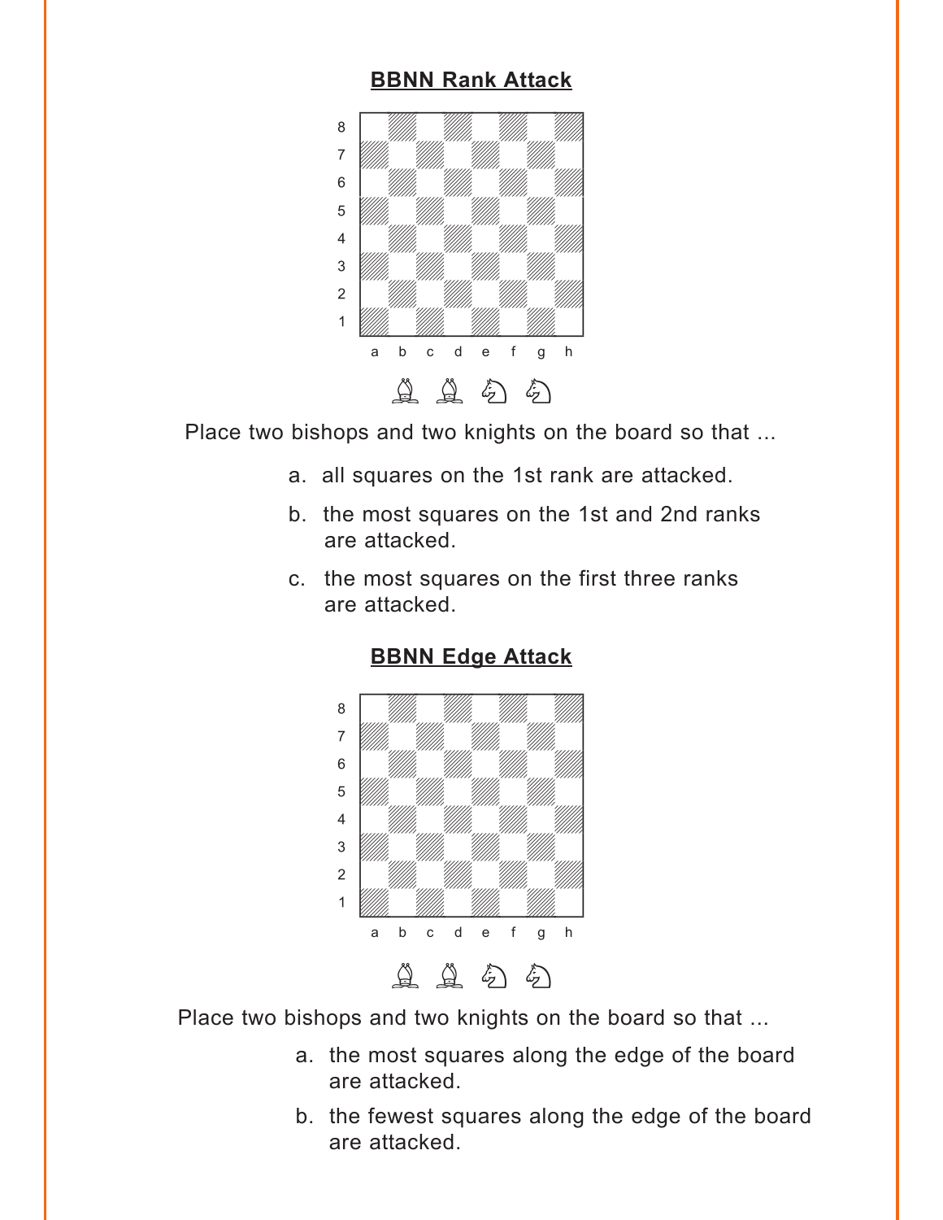## BBNN Rank Attack

Place two bishops and two knights on the board so that ...

a. all squares on the 1st rank are attacked.

b. the most squares on the 1st and 2nd ranks are attacked.

c. the most squares on the first three ranks are attacked.

## BBNN Edge Attack

Place two bishops and two knights on the board so that ...

a. the most squares along the edge of the board are attacked.

b. the fewest squares along the edge of the board are attacked.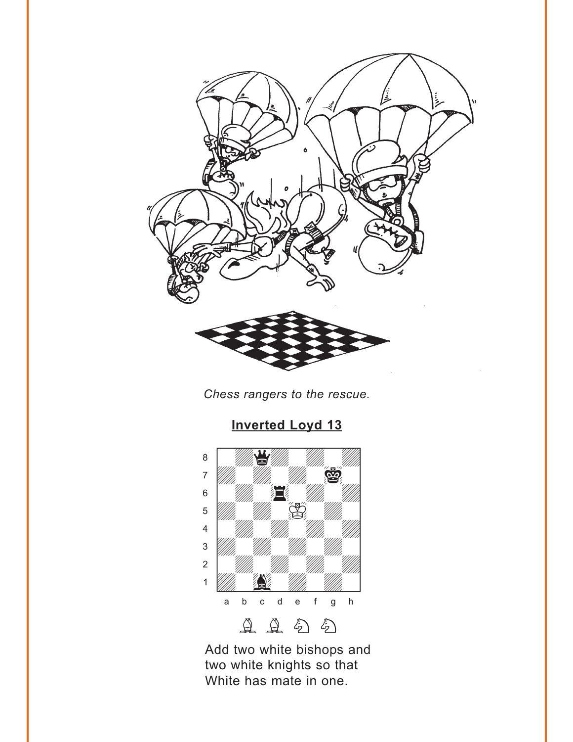*Chess rangers to the rescue.*

## Inverted Loyd 13

Add two white bishops and two white knights so that White has mate in one.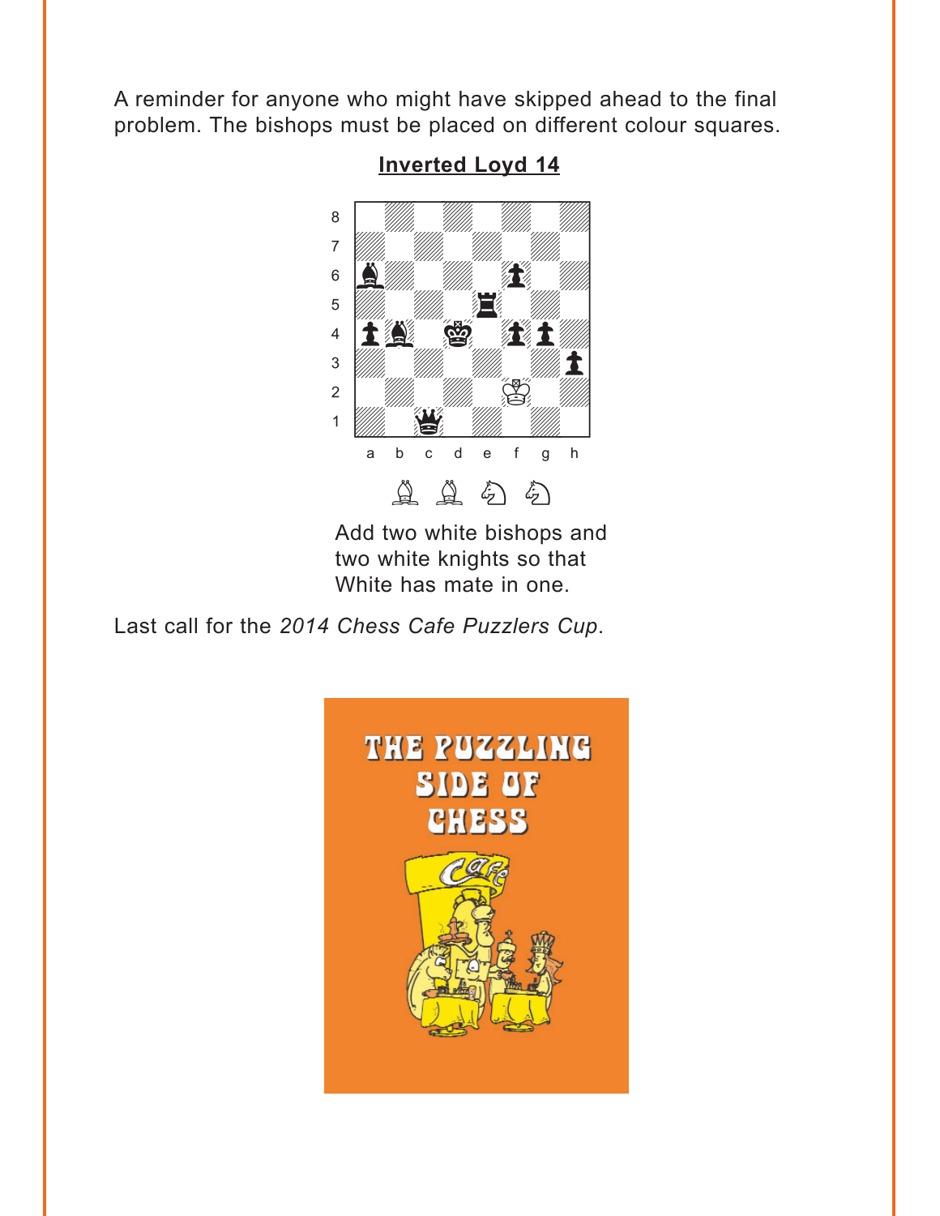A reminder for anyone who might have skipped ahead to the final problem. The bishops must be placed on different colour squares.

**Inverted Loyd 14**

Add two white bishops and two white knights so that White has mate in one.

Last call for the *2014 Chess Cafe Puzzlers Cup*.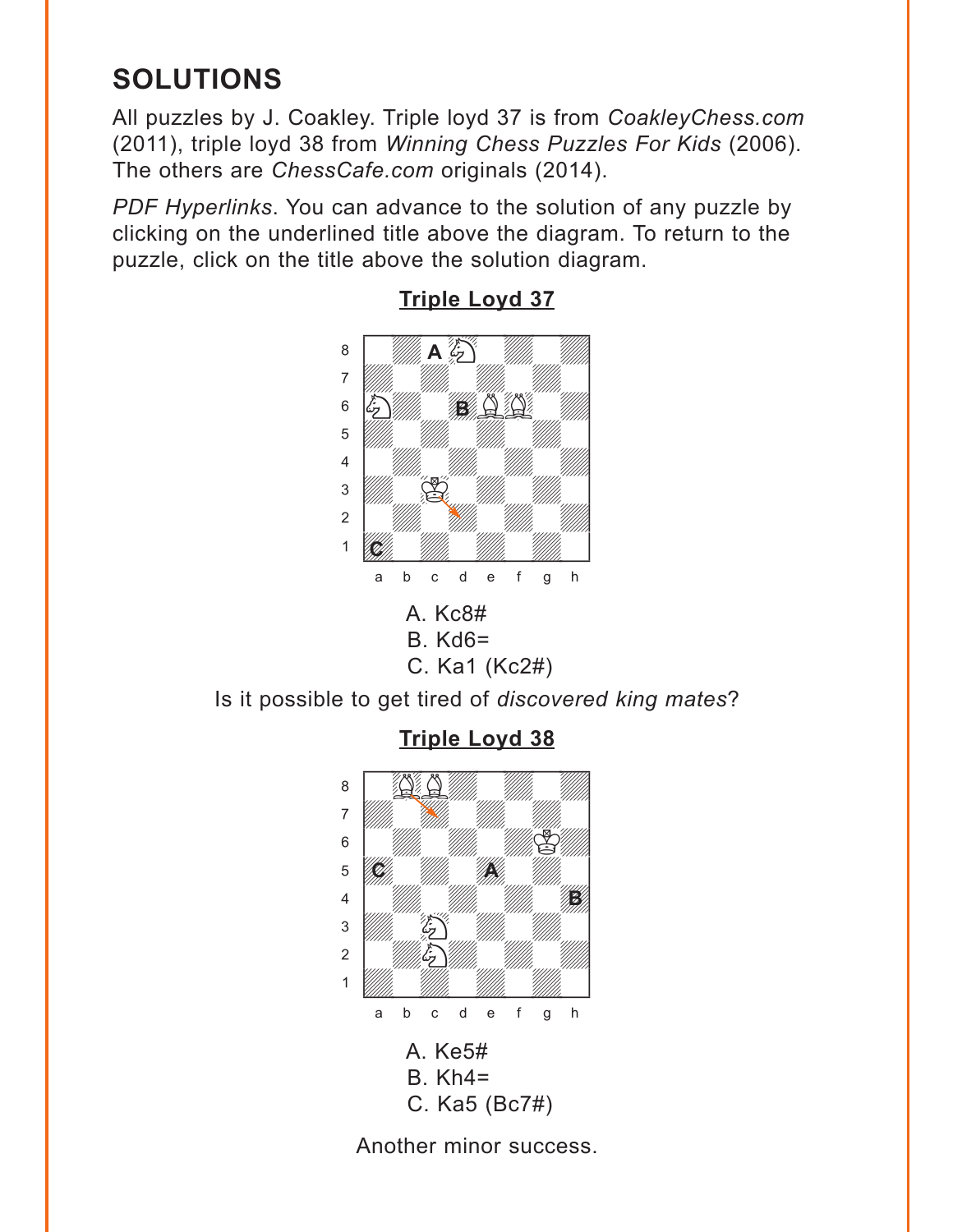## SOLUTIONS

All puzzles by J. Coakley. Triple loyd 37 is from *CoakleyChess.com* (2011), triple loyd 38 from *Winning Chess Puzzles For Kids* (2006). The others are *ChessCafe.com* originals (2014).

*PDF Hyperlinks*. You can advance to the solution of any puzzle by clicking on the underlined title above the diagram. To return to the puzzle, click on the title above the solution diagram.

### Triple Loyd 37

A. Kc8#
B. Kd6=
C. Ka1 (Kc2#)

Is it possible to get tired of *discovered king mates*?

### Triple Loyd 38

A. Ke5#
B. Kh4=
C. Ka5 (Bc7#)

Another minor success.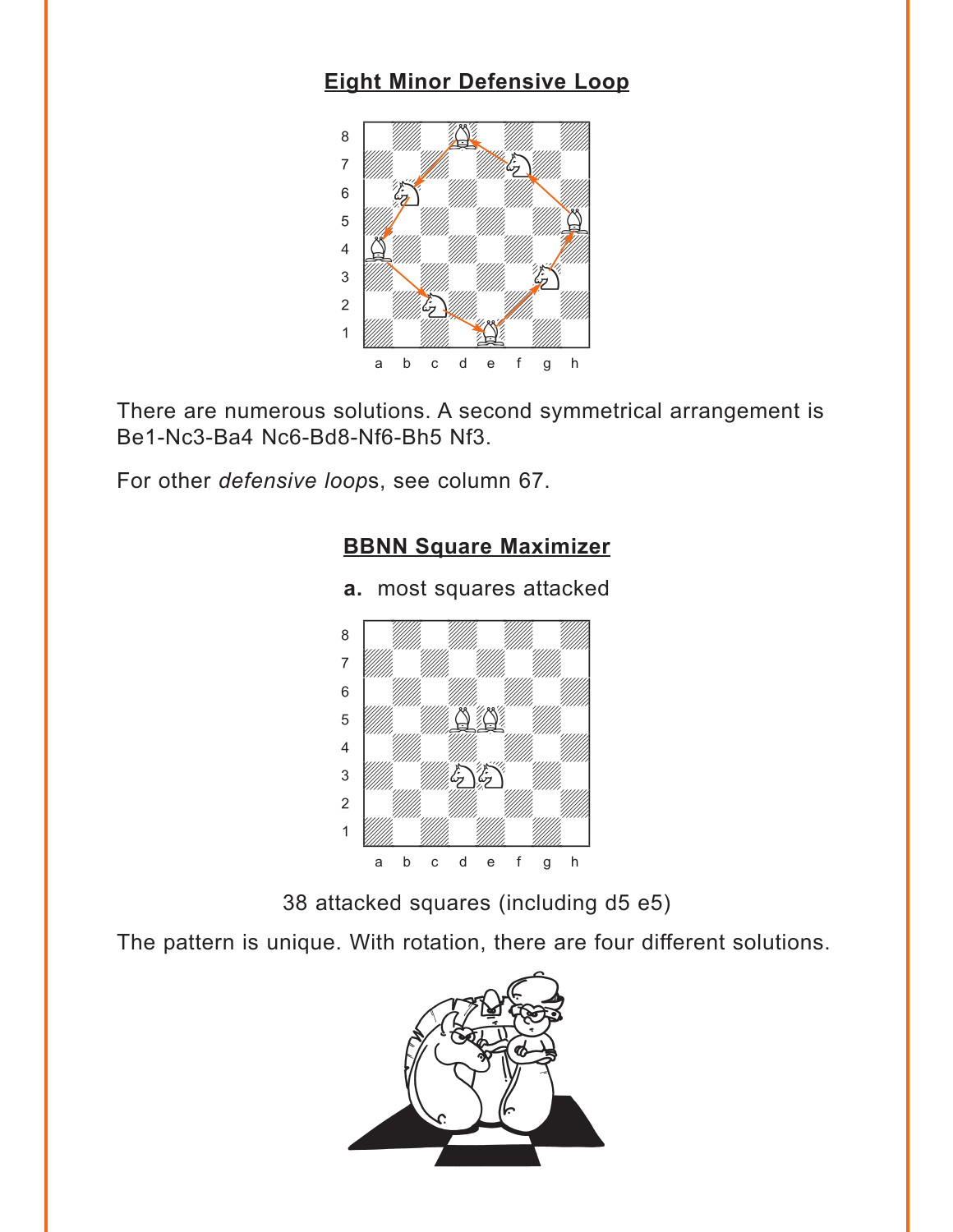## Eight Minor Defensive Loop

There are numerous solutions. A second symmetrical arrangement is Be1-Nc3-Ba4 Nc6-Bd8-Nf6-Bh5 Nf3.

For other *defensive loop*s, see column 67.

## BBNN Square Maximizer

**a.** most squares attacked

38 attacked squares (including d5 e5)

The pattern is unique. With rotation, there are four different solutions.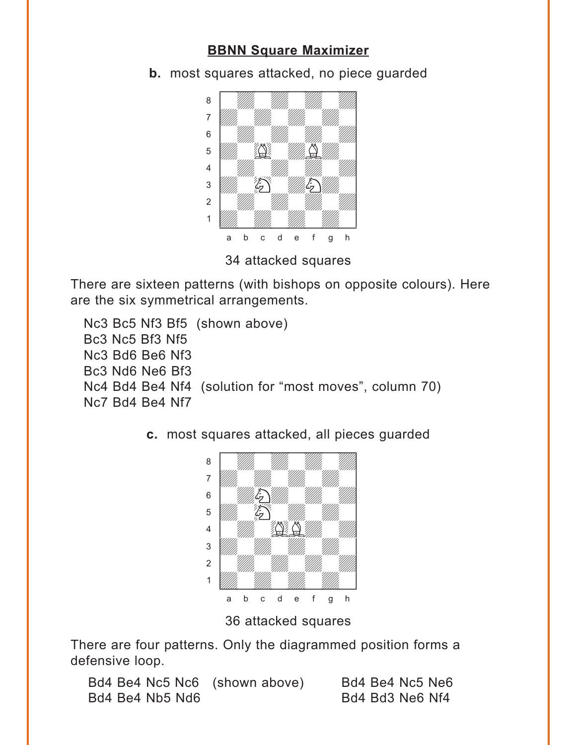## BBNN Square Maximizer

**b.** most squares attacked, no piece guarded

34 attacked squares

There are sixteen patterns (with bishops on opposite colours). Here are the six symmetrical arrangements.

- Nc3 Bc5 Nf3 Bf5 (shown above)
- Bc3 Nc5 Bf3 Nf5
- Nc3 Bd6 Be6 Nf3
- Bc3 Nd6 Ne6 Bf3
- Nc4 Bd4 Be4 Nf4 (solution for “most moves”, column 70)
- Nc7 Bd4 Be4 Nf7

**c.** most squares attacked, all pieces guarded

36 attacked squares

There are four patterns. Only the diagrammed position forms a defensive loop.

- Bd4 Be4 Nc5 Nc6 (shown above)
- Bd4 Be4 Nb5 Nd6
- Bd4 Be4 Nc5 Ne6
- Bd4 Bd3 Ne6 Nf4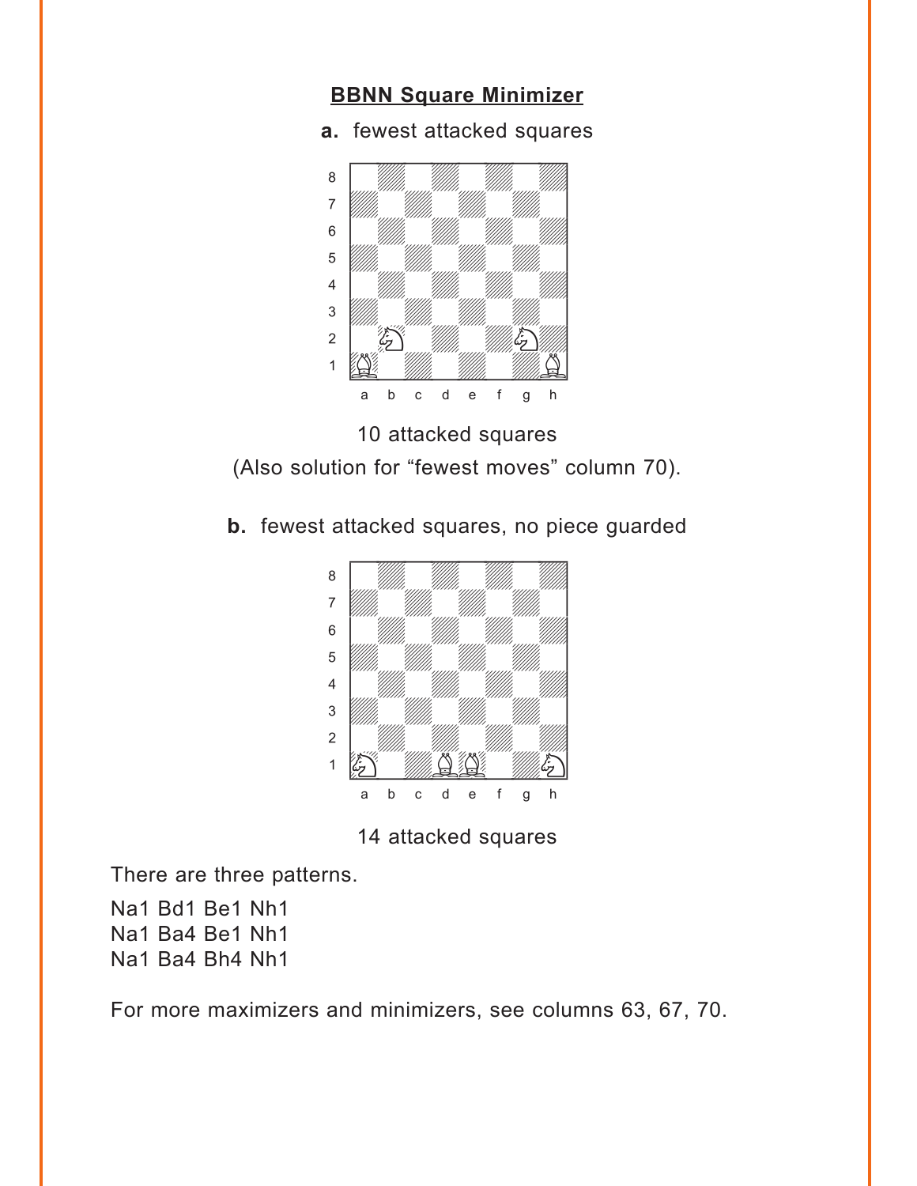## BBNN Square Minimizer

**a.** fewest attacked squares

10 attacked squares

(Also solution for “fewest moves” column 70).

**b.** fewest attacked squares, no piece guarded

14 attacked squares

There are three patterns.

Na1 Bd1 Be1 Nh1
Na1 Ba4 Be1 Nh1
Na1 Ba4 Bh4 Nh1

For more maximizers and minimizers, see columns 63, 67, 70.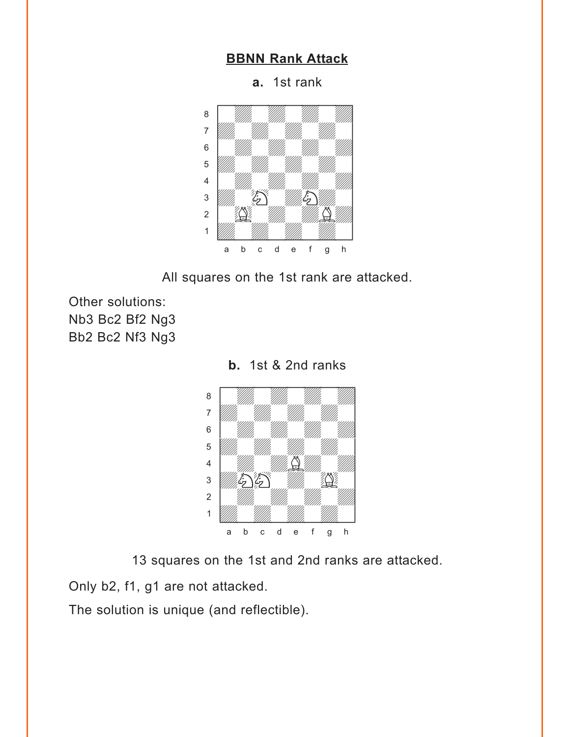## BBNN Rank Attack

**a.** 1st rank

All squares on the 1st rank are attacked.

Other solutions:
Nb3 Bc2 Bf2 Ng3
Bb2 Bc2 Nf3 Ng3

**b.** 1st & 2nd ranks

13 squares on the 1st and 2nd ranks are attacked.

Only b2, f1, g1 are not attacked.

The solution is unique (and reflectible).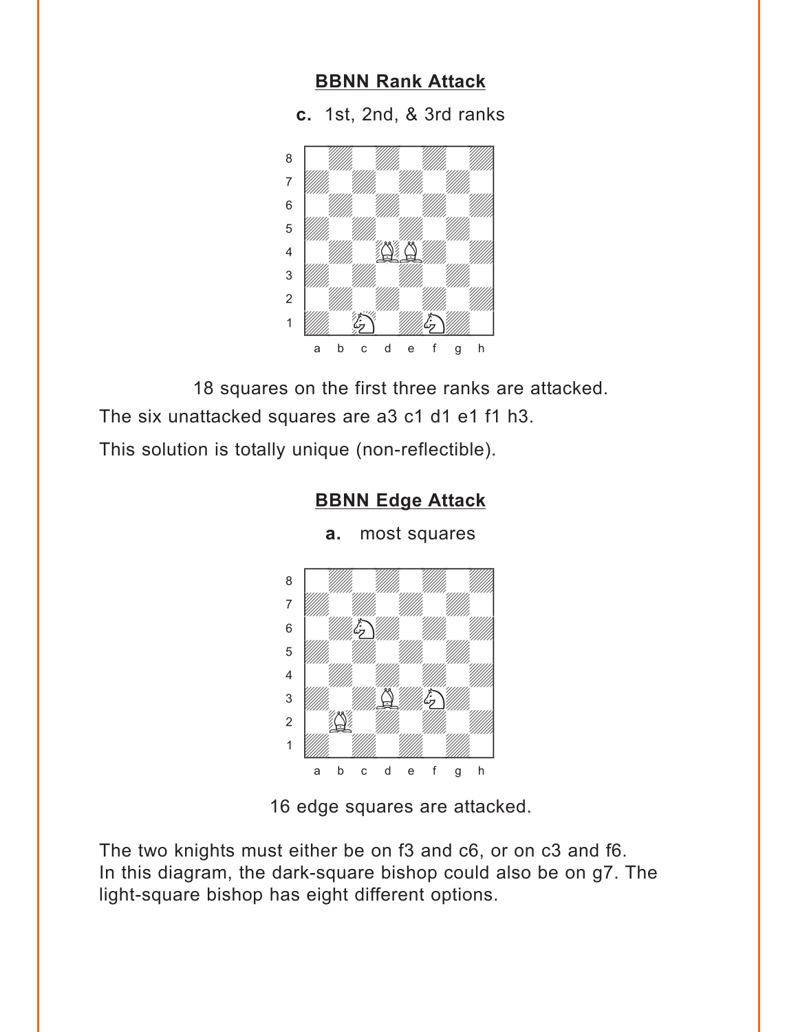## BBNN Rank Attack

**c.** 1st, 2nd, & 3rd ranks

18 squares on the first three ranks are attacked.

The six unattacked squares are a3 c1 d1 e1 f1 h3.

This solution is totally unique (non-reflectible).

## BBNN Edge Attack

**a.** most squares

16 edge squares are attacked.

The two knights must either be on f3 and c6, or on c3 and f6. In this diagram, the dark-square bishop could also be on g7. The light-square bishop has eight different options.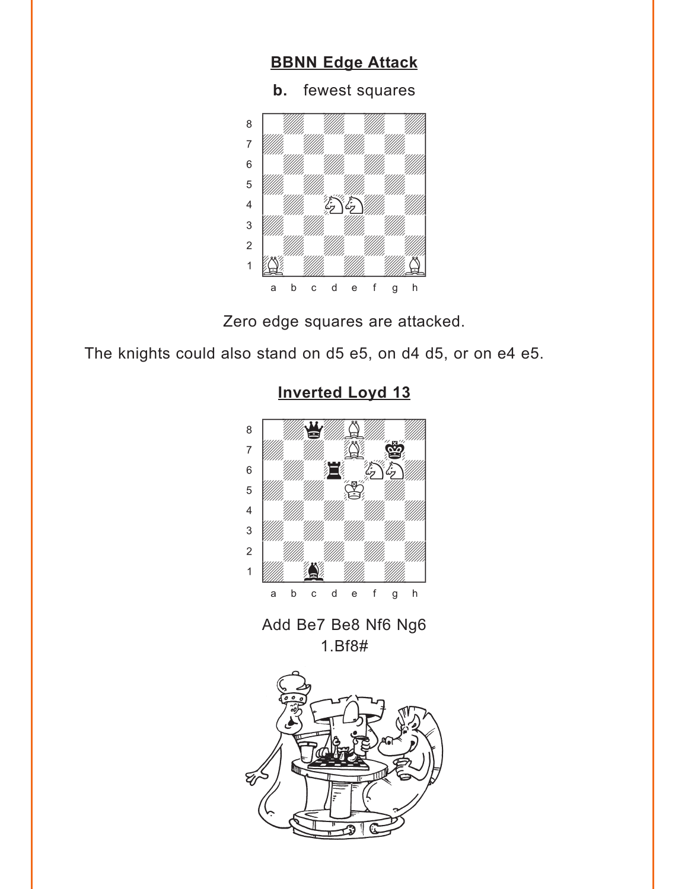## BBNN Edge Attack

**b.** fewest squares

Zero edge squares are attacked.

The knights could also stand on d5 e5, on d4 d5, or on e4 e5.

## Inverted Loyd 13

Add Be7 Be8 Nf6 Ng6
1.Bf8#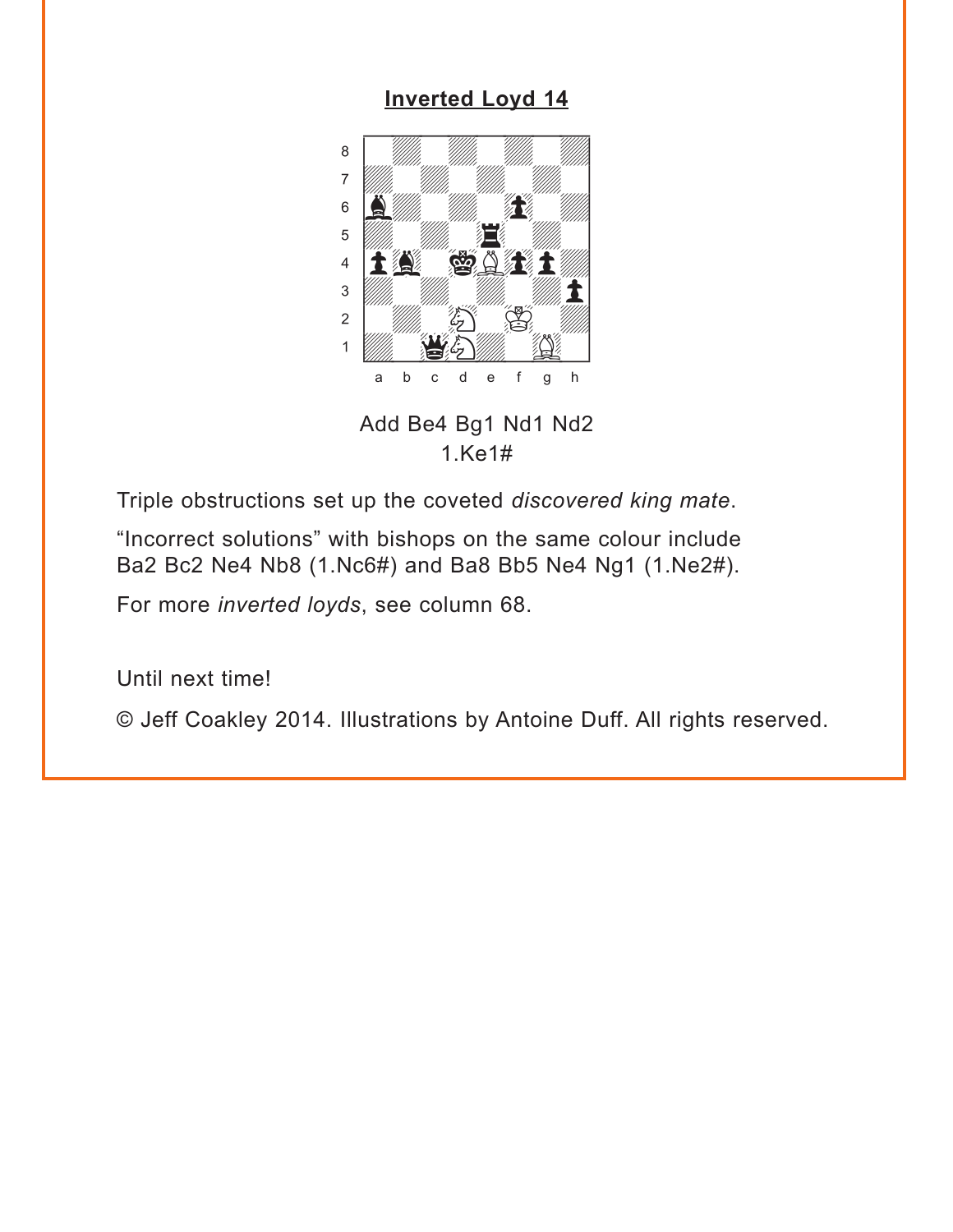**Inverted Loyd 14**

Add Be4 Bg1 Nd1 Nd2
1.Ke1#

Triple obstructions set up the coveted *discovered king mate*.

“Incorrect solutions” with bishops on the same colour include Ba2 Bc2 Ne4 Nb8 (1.Nc6#) and Ba8 Bb5 Ne4 Ng1 (1.Ne2#).

For more *inverted loyds*, see column 68.

Until next time!

© Jeff Coakley 2014. Illustrations by Antoine Duff. All rights reserved.